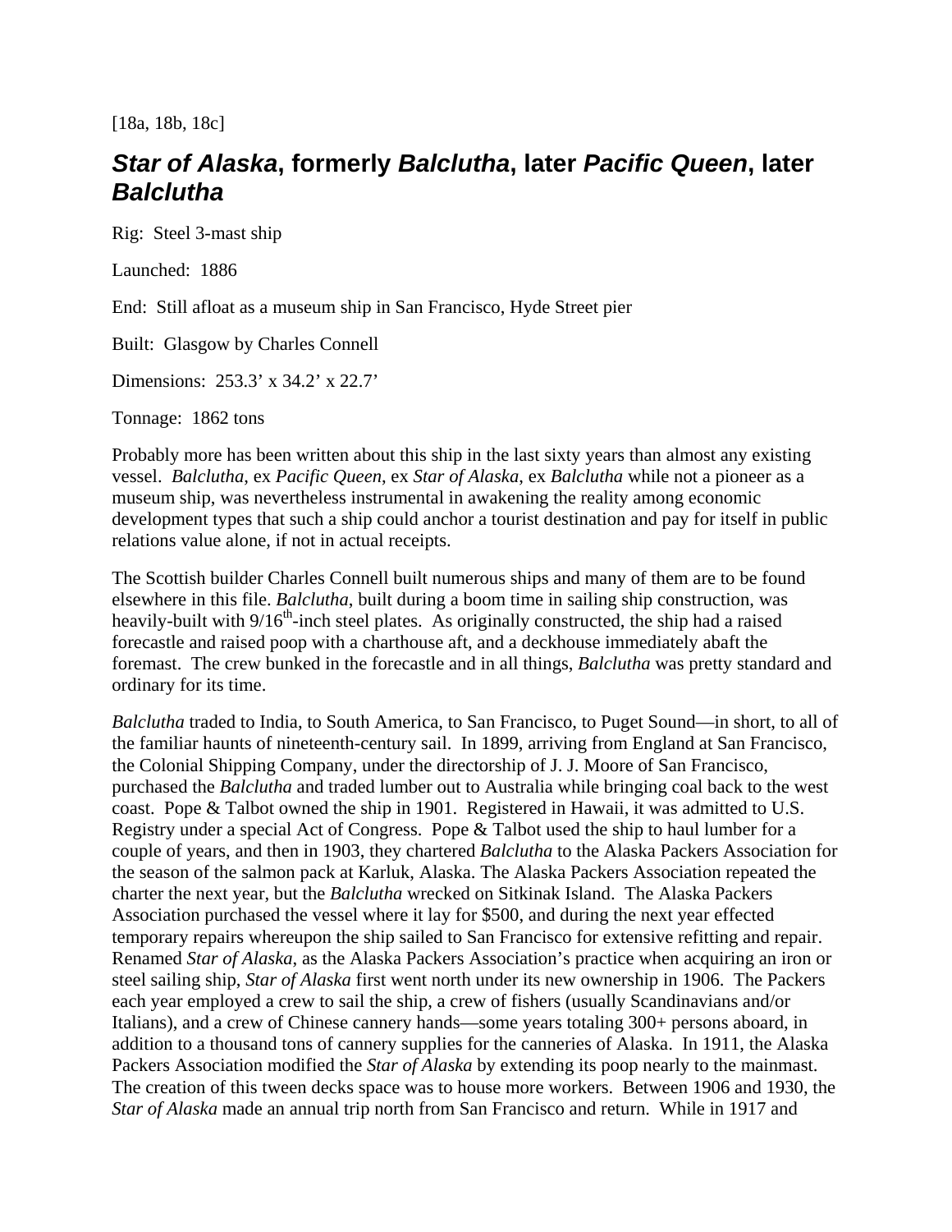[18a, 18b, 18c]

## ***Star of Alaska*, formerly *Balclutha*, later *Pacific Queen*, later *Balclutha***

Rig: Steel 3-mast ship

Launched: 1886

End: Still afloat as a museum ship in San Francisco, Hyde Street pier

Built: Glasgow by Charles Connell

Dimensions: 253.3' x 34.2' x 22.7'

Tonnage: 1862 tons

Probably more has been written about this ship in the last sixty years than almost any existing vessel. *Balclutha*, ex *Pacific Queen*, ex *Star of Alaska*, ex *Balclutha* while not a pioneer as a museum ship, was nevertheless instrumental in awakening the reality among economic development types that such a ship could anchor a tourist destination and pay for itself in public relations value alone, if not in actual receipts.

The Scottish builder Charles Connell built numerous ships and many of them are to be found elsewhere in this file. *Balclutha*, built during a boom time in sailing ship construction, was heavily-built with 9/16th-inch steel plates. As originally constructed, the ship had a raised forecastle and raised poop with a charthouse aft, and a deckhouse immediately abaft the foremast. The crew bunked in the forecastle and in all things, *Balclutha* was pretty standard and ordinary for its time.

*Balclutha* traded to India, to South America, to San Francisco, to Puget Sound—in short, to all of the familiar haunts of nineteenth-century sail. In 1899, arriving from England at San Francisco, the Colonial Shipping Company, under the directorship of J. J. Moore of San Francisco, purchased the *Balclutha* and traded lumber out to Australia while bringing coal back to the west coast. Pope & Talbot owned the ship in 1901. Registered in Hawaii, it was admitted to U.S. Registry under a special Act of Congress. Pope & Talbot used the ship to haul lumber for a couple of years, and then in 1903, they chartered *Balclutha* to the Alaska Packers Association for the season of the salmon pack at Karluk, Alaska. The Alaska Packers Association repeated the charter the next year, but the *Balclutha* wrecked on Sitkinak Island. The Alaska Packers Association purchased the vessel where it lay for $500, and during the next year effected temporary repairs whereupon the ship sailed to San Francisco for extensive refitting and repair. Renamed *Star of Alaska*, as the Alaska Packers Association's practice when acquiring an iron or steel sailing ship, *Star of Alaska* first went north under its new ownership in 1906. The Packers each year employed a crew to sail the ship, a crew of fishers (usually Scandinavians and/or Italians), and a crew of Chinese cannery hands—some years totaling 300+ persons aboard, in addition to a thousand tons of cannery supplies for the canneries of Alaska. In 1911, the Alaska Packers Association modified the *Star of Alaska* by extending its poop nearly to the mainmast. The creation of this tween decks space was to house more workers. Between 1906 and 1930, the *Star of Alaska* made an annual trip north from San Francisco and return. While in 1917 and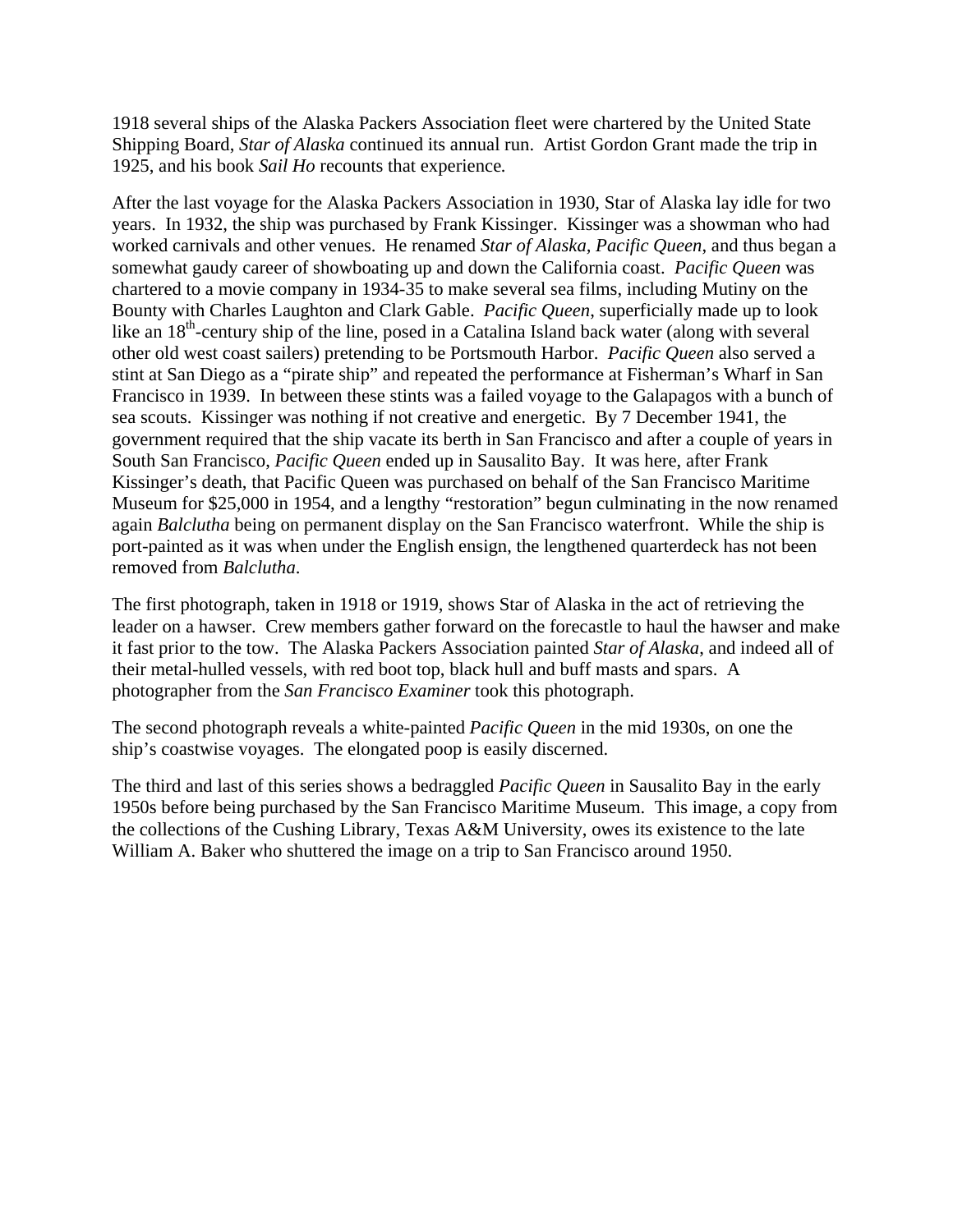1918 several ships of the Alaska Packers Association fleet were chartered by the United State Shipping Board, *Star of Alaska* continued its annual run. Artist Gordon Grant made the trip in 1925, and his book *Sail Ho* recounts that experience.

After the last voyage for the Alaska Packers Association in 1930, Star of Alaska lay idle for two years. In 1932, the ship was purchased by Frank Kissinger. Kissinger was a showman who had worked carnivals and other venues. He renamed *Star of Alaska*, *Pacific Queen*, and thus began a somewhat gaudy career of showboating up and down the California coast. *Pacific Queen* was chartered to a movie company in 1934-35 to make several sea films, including Mutiny on the Bounty with Charles Laughton and Clark Gable. *Pacific Queen*, superficially made up to look like an 18th-century ship of the line, posed in a Catalina Island back water (along with several other old west coast sailers) pretending to be Portsmouth Harbor. *Pacific Queen* also served a stint at San Diego as a "pirate ship" and repeated the performance at Fisherman's Wharf in San Francisco in 1939. In between these stints was a failed voyage to the Galapagos with a bunch of sea scouts. Kissinger was nothing if not creative and energetic. By 7 December 1941, the government required that the ship vacate its berth in San Francisco and after a couple of years in South San Francisco, *Pacific Queen* ended up in Sausalito Bay. It was here, after Frank Kissinger's death, that Pacific Queen was purchased on behalf of the San Francisco Maritime Museum for $25,000 in 1954, and a lengthy "restoration" begun culminating in the now renamed again *Balclutha* being on permanent display on the San Francisco waterfront. While the ship is port-painted as it was when under the English ensign, the lengthened quarterdeck has not been removed from *Balclutha*.

The first photograph, taken in 1918 or 1919, shows Star of Alaska in the act of retrieving the leader on a hawser. Crew members gather forward on the forecastle to haul the hawser and make it fast prior to the tow. The Alaska Packers Association painted *Star of Alaska*, and indeed all of their metal-hulled vessels, with red boot top, black hull and buff masts and spars. A photographer from the *San Francisco Examiner* took this photograph.

The second photograph reveals a white-painted *Pacific Queen* in the mid 1930s, on one the ship's coastwise voyages. The elongated poop is easily discerned.

The third and last of this series shows a bedraggled *Pacific Queen* in Sausalito Bay in the early 1950s before being purchased by the San Francisco Maritime Museum. This image, a copy from the collections of the Cushing Library, Texas A&M University, owes its existence to the late William A. Baker who shuttered the image on a trip to San Francisco around 1950.